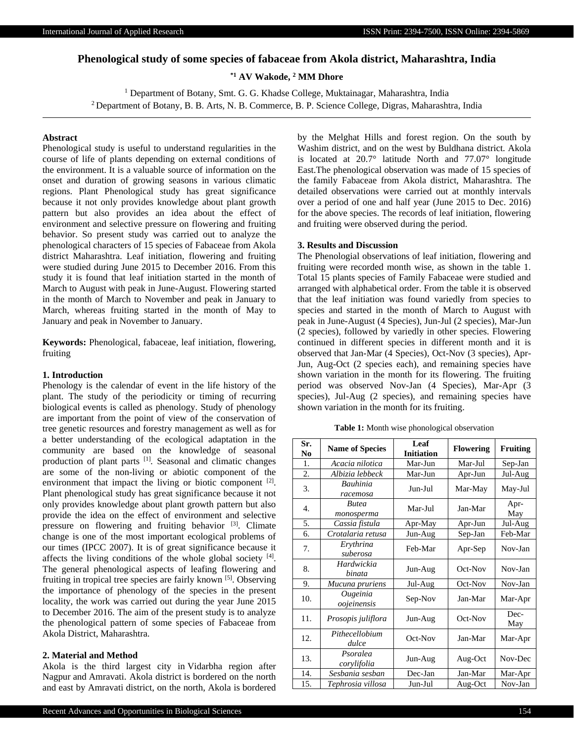# Phenological study of some species of fabaceae from Akola district, Maharashtra, India

**[*1] AV Wakode, [2] MM Dhore**

[1] Department of Botany, Smt. G. G. Khadse College, Muktainagar, Maharashtra, India
[2] Department of Botany, B. B. Arts, N. B. Commerce, B. P. Science College, Digras, Maharashtra, India

## Abstract

Phenological study is useful to understand regularities in the course of life of plants depending on external conditions of the environment. It is a valuable source of information on the onset and duration of growing seasons in various climatic regions. Plant Phenological study has great significance because it not only provides knowledge about plant growth pattern but also provides an idea about the effect of environment and selective pressure on flowering and fruiting behavior. So present study was carried out to analyze the phenological characters of 15 species of Fabaceae from Akola district Maharashtra. Leaf initiation, flowering and fruiting were studied during June 2015 to December 2016. From this study it is found that leaf initiation started in the month of March to August with peak in June-August. Flowering started in the month of March to November and peak in January to March, whereas fruiting started in the month of May to January and peak in November to January.

**Keywords:** Phenological, fabaceae, leaf initiation, flowering, fruiting

## 1. Introduction

Phenology is the calendar of event in the life history of the plant. The study of the periodicity or timing of recurring biological events is called as phenology. Study of phenology are important from the point of view of the conservation of tree genetic resources and forestry management as well as for a better understanding of the ecological adaptation in the community are based on the knowledge of seasonal production of plant parts [1]. Seasonal and climatic changes are some of the non-living or abiotic component of the environment that impact the living or biotic component [2]. Plant phenological study has great significance because it not only provides knowledge about plant growth pattern but also provide the idea on the effect of environment and selective pressure on flowering and fruiting behavior [3]. Climate change is one of the most important ecological problems of our times (IPCC 2007). It is of great significance because it affects the living conditions of the whole global society [4]. The general phenological aspects of leafing flowering and fruiting in tropical tree species are fairly known [5]. Observing the importance of phenology of the species in the present locality, the work was carried out during the year June 2015 to December 2016. The aim of the present study is to analyze the phenological pattern of some species of Fabaceae from Akola District, Maharashtra.

## 2. Material and Method

Akola is the third largest city in Vidarbha region after Nagpur and Amravati. Akola district is bordered on the north and east by Amravati district, on the north, Akola is bordered by the Melghat Hills and forest region. On the south by Washim district, and on the west by Buldhana district. Akola is located at 20.7° latitude North and 77.07° longitude East.The phenological observation was made of 15 species of the family Fabaceae from Akola district, Maharashtra. The detailed observations were carried out at monthly intervals over a period of one and half year (June 2015 to Dec. 2016) for the above species. The records of leaf initiation, flowering and fruiting were observed during the period.

## 3. Results and Discussion

The Phenologial observations of leaf initiation, flowering and fruiting were recorded month wise, as shown in the table 1. Total 15 plants species of Family Fabaceae were studied and arranged with alphabetical order. From the table it is observed that the leaf initiation was found variedly from species to species and started in the month of March to August with peak in June-August (4 Species), Jun-Jul (2 species), Mar-Jun (2 species), followed by variedly in other species. Flowering continued in different species in different month and it is observed that Jan-Mar (4 Species), Oct-Nov (3 species), Apr-Jun, Aug-Oct (2 species each), and remaining species have shown variation in the month for its flowering. The fruiting period was observed Nov-Jan (4 Species), Mar-Apr (3 species), Jul-Aug (2 species), and remaining species have shown variation in the month for its fruiting.

**Table 1:** Month wise phonological observation

| Sr. No | Name of Species | Leaf Initiation | Flowering | Fruiting |
|---|---|---|---|---|
| 1. | *Acacia nilotica* | Mar-Jun | Mar-Jul | Sep-Jan |
| 2. | *Albizia lebbeck* | Mar-Jun | Apr-Jun | Jul-Aug |
| 3. | *Bauhinia racemosa* | Jun-Jul | Mar-May | May-Jul |
| 4. | *Butea monosperma* | Mar-Jul | Jan-Mar | Apr-May |
| 5. | *Cassia fistula* | Apr-May | Apr-Jun | Jul-Aug |
| 6. | *Crotalaria retusa* | Jun-Aug | Sep-Jan | Feb-Mar |
| 7. | *Erythrina suberosa* | Feb-Mar | Apr-Sep | Nov-Jan |
| 8. | *Hardwickia binata* | Jun-Aug | Oct-Nov | Nov-Jan |
| 9. | *Mucuna pruriens* | Jul-Aug | Oct-Nov | Nov-Jan |
| 10. | *Ougeinia oojeinensis* | Sep-Nov | Jan-Mar | Mar-Apr |
| 11. | *Prosopis juliflora* | Jun-Aug | Oct-Nov | Dec-May |
| 12. | *Pithecellobium dulce* | Oct-Nov | Jan-Mar | Mar-Apr |
| 13. | *Psoralea corylifolia* | Jun-Aug | Aug-Oct | Nov-Dec |
| 14. | *Sesbania sesban* | Dec-Jan | Jan-Mar | Mar-Apr |
| 15. | *Tephrosia villosa* | Jun-Jul | Aug-Oct | Nov-Jan |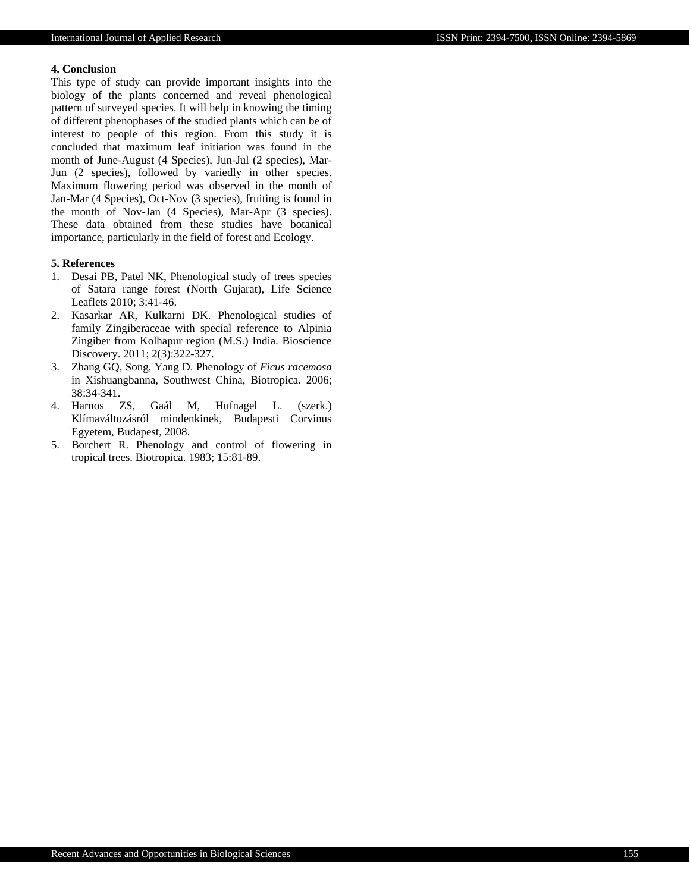## 4. Conclusion

This type of study can provide important insights into the biology of the plants concerned and reveal phenological pattern of surveyed species. It will help in knowing the timing of different phenophases of the studied plants which can be of interest to people of this region. From this study it is concluded that maximum leaf initiation was found in the month of June-August (4 Species), Jun-Jul (2 species), Mar-Jun (2 species), followed by variedly in other species. Maximum flowering period was observed in the month of Jan-Mar (4 Species), Oct-Nov (3 species), fruiting is found in the month of Nov-Jan (4 Species), Mar-Apr (3 species). These data obtained from these studies have botanical importance, particularly in the field of forest and Ecology.

## 5. References

1. Desai PB, Patel NK, Phenological study of trees species of Satara range forest (North Gujarat), Life Science Leaflets 2010; 3:41-46.
2. Kasarkar AR, Kulkarni DK. Phenological studies of family Zingiberaceae with special reference to Alpinia Zingiber from Kolhapur region (M.S.) India. Bioscience Discovery. 2011; 2(3):322-327.
3. Zhang GQ, Song, Yang D. Phenology of *Ficus racemosa* in Xishuangbanna, Southwest China, Biotropica. 2006; 38:34-341.
4. Harnos ZS, Gaál M, Hufnagel L. (szerk.) Klímaváltozásról mindenkinek, Budapesti Corvinus Egyetem, Budapest, 2008.
5. Borchert R. Phenology and control of flowering in tropical trees. Biotropica. 1983; 15:81-89.